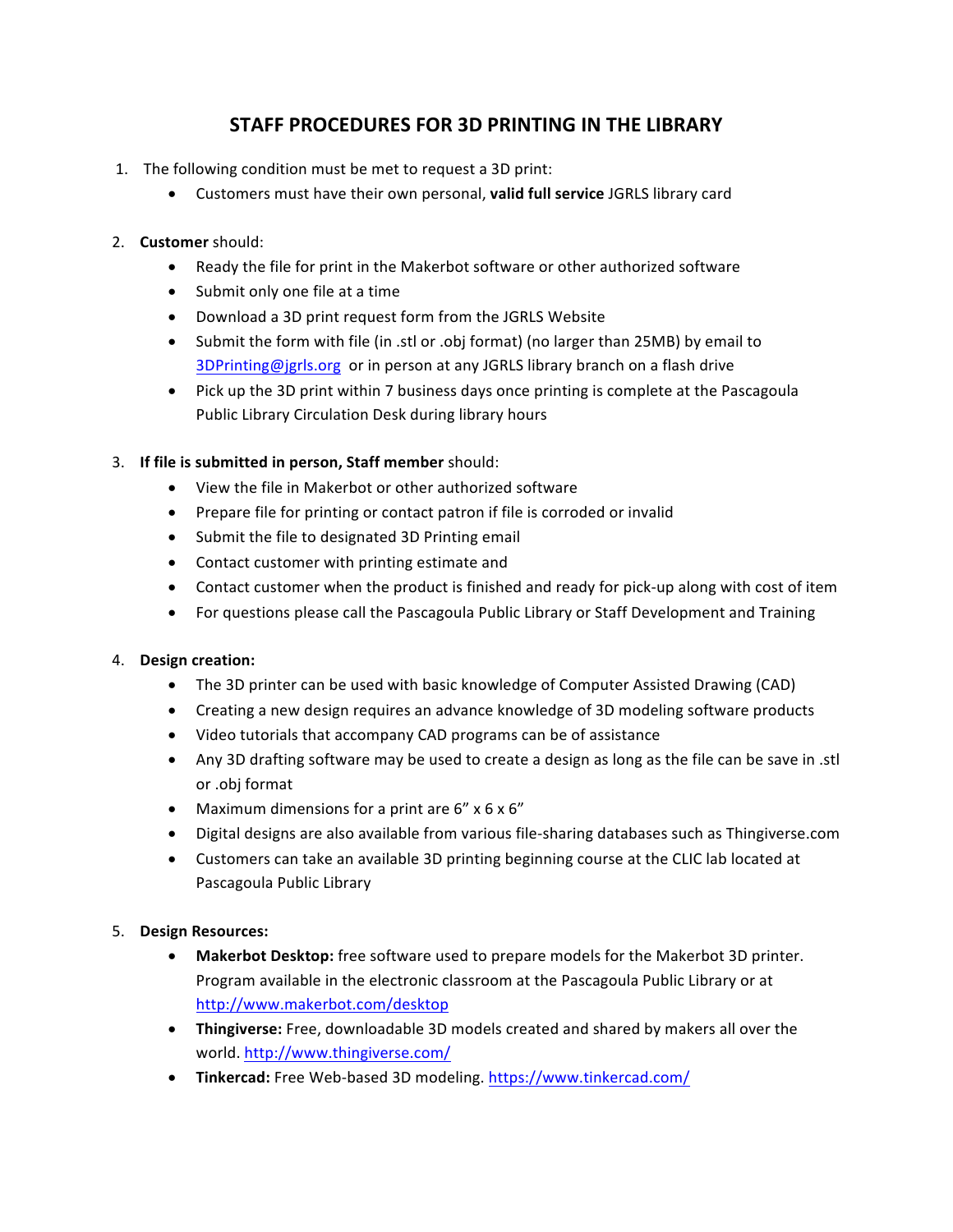# STAFF PROCEDURES FOR 3D PRINTING IN THE LIBRARY

1. The following condition must be met to request a 3D print:
   - Customers must have their own personal, **valid full service** JGRLS library card

2. **Customer** should:
   - Ready the file for print in the Makerbot software or other authorized software
   - Submit only one file at a time
   - Download a 3D print request form from the JGRLS Website
   - Submit the form with file (in .stl or .obj format) (no larger than 25MB) by email to 3DPrinting@jgrls.org or in person at any JGRLS library branch on a flash drive
   - Pick up the 3D print within 7 business days once printing is complete at the Pascagoula Public Library Circulation Desk during library hours

3. **If file is submitted in person, Staff member** should:
   - View the file in Makerbot or other authorized software
   - Prepare file for printing or contact patron if file is corroded or invalid
   - Submit the file to designated 3D Printing email
   - Contact customer with printing estimate and
   - Contact customer when the product is finished and ready for pick-up along with cost of item
   - For questions please call the Pascagoula Public Library or Staff Development and Training

4. **Design creation:**
   - The 3D printer can be used with basic knowledge of Computer Assisted Drawing (CAD)
   - Creating a new design requires an advance knowledge of 3D modeling software products
   - Video tutorials that accompany CAD programs can be of assistance
   - Any 3D drafting software may be used to create a design as long as the file can be save in .stl or .obj format
   - Maximum dimensions for a print are 6" x 6 x 6"
   - Digital designs are also available from various file-sharing databases such as Thingiverse.com
   - Customers can take an available 3D printing beginning course at the CLIC lab located at Pascagoula Public Library

5. **Design Resources:**
   - **Makerbot Desktop:** free software used to prepare models for the Makerbot 3D printer. Program available in the electronic classroom at the Pascagoula Public Library or at http://www.makerbot.com/desktop
   - **Thingiverse:** Free, downloadable 3D models created and shared by makers all over the world. http://www.thingiverse.com/
   - **Tinkercad:** Free Web-based 3D modeling. https://www.tinkercad.com/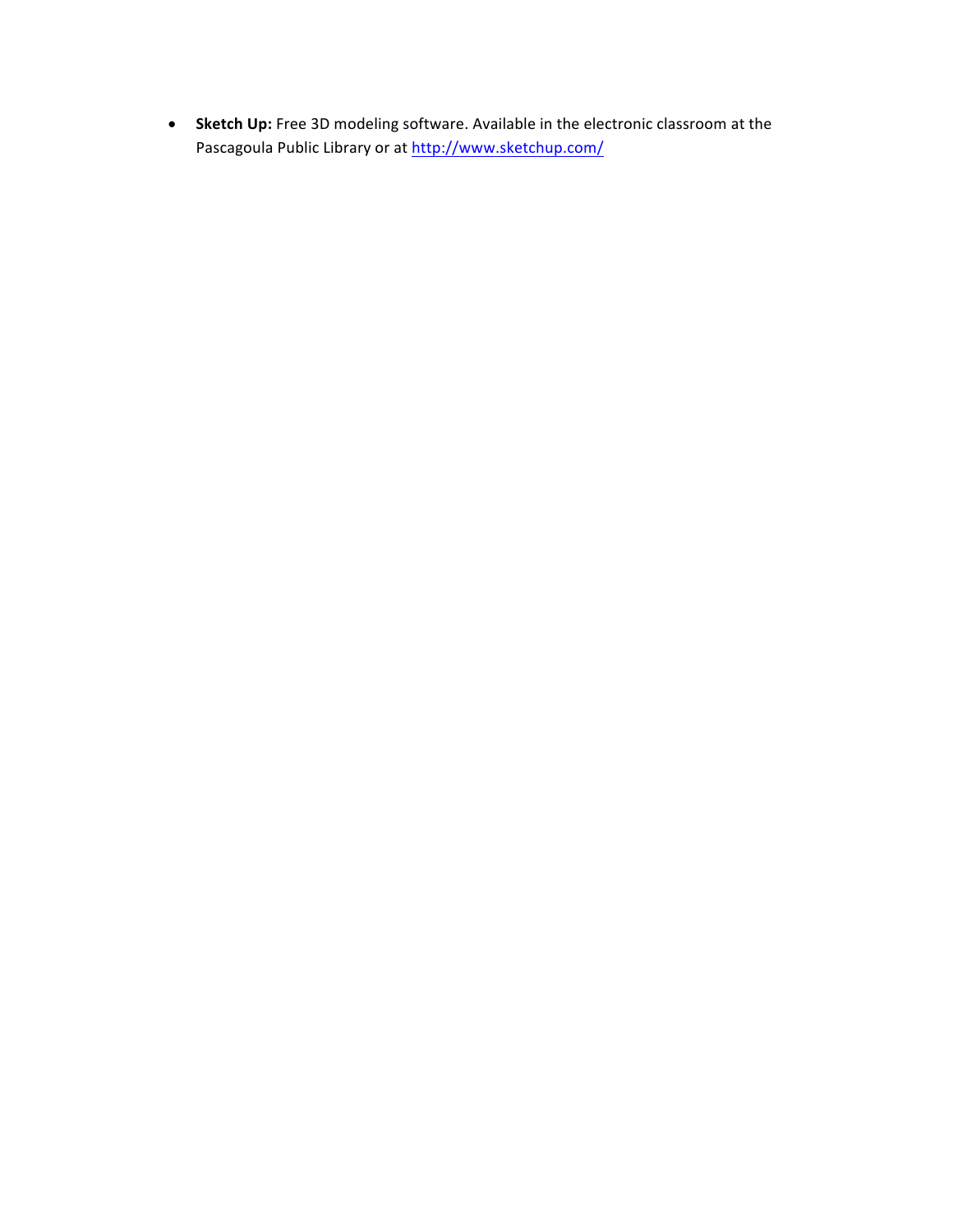- **Sketch Up:** Free 3D modeling software. Available in the electronic classroom at the Pascagoula Public Library or at [http://www.sketchup.com/](http://www.sketchup.com/)